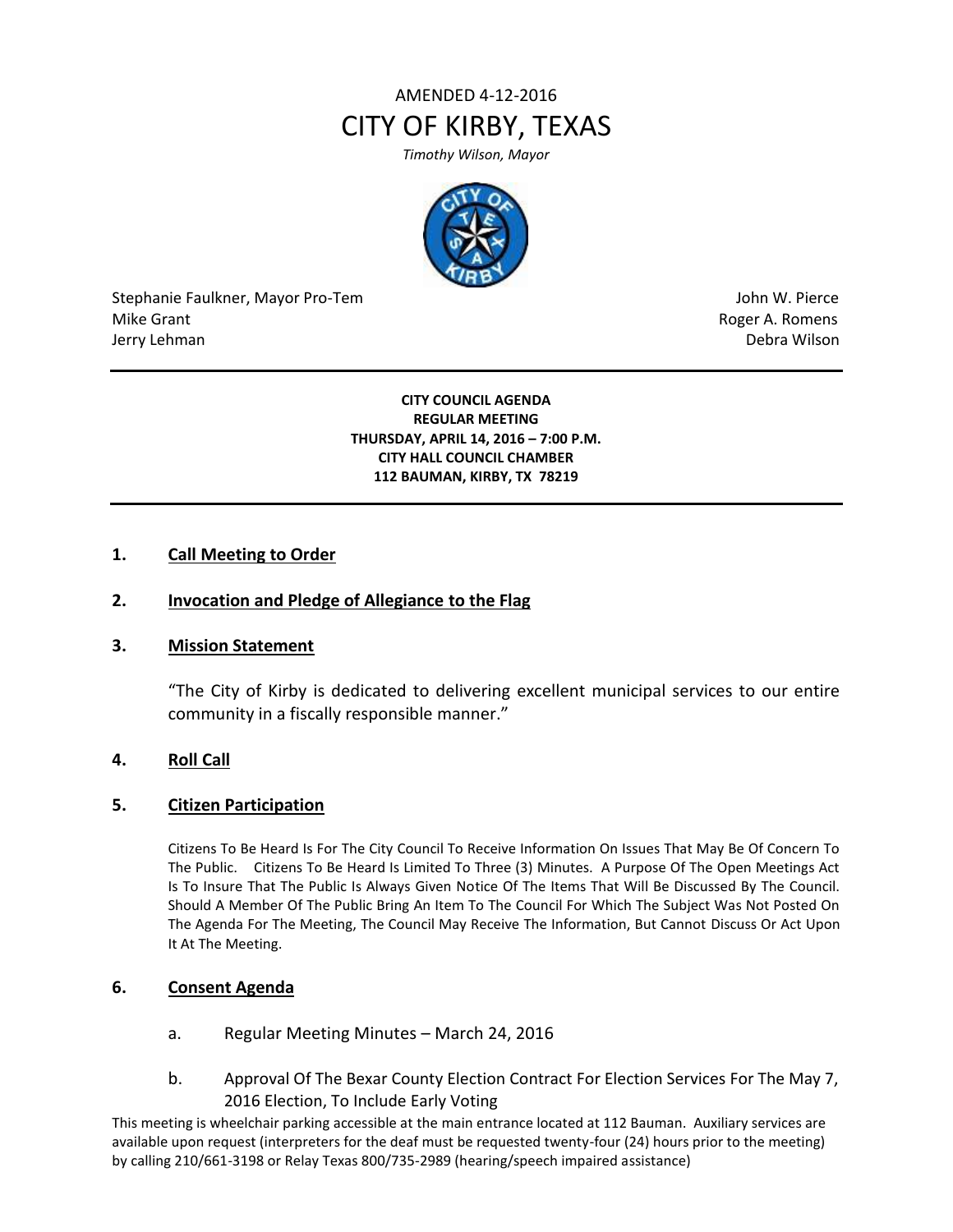AMENDED 4-12-2016

# CITY OF KIRBY, TEXAS

*Timothy Wilson, Mayor*

Stephanie Faulkner, Mayor Pro-Tem
Mike Grant
Jerry Lehman

John W. Pierce
Roger A. Romens
Debra Wilson

---

**CITY COUNCIL AGENDA**
**REGULAR MEETING**
**THURSDAY, APRIL 14, 2016 – 7:00 P.M.**
**CITY HALL COUNCIL CHAMBER**
**112 BAUMAN, KIRBY, TX 78219**

---

## 1. Call Meeting to Order

## 2. Invocation and Pledge of Allegiance to the Flag

## 3. Mission Statement

"The City of Kirby is dedicated to delivering excellent municipal services to our entire community in a fiscally responsible manner."

## 4. Roll Call

## 5. Citizen Participation

Citizens To Be Heard Is For The City Council To Receive Information On Issues That May Be Of Concern To The Public. Citizens To Be Heard Is Limited To Three (3) Minutes. A Purpose Of The Open Meetings Act Is To Insure That The Public Is Always Given Notice Of The Items That Will Be Discussed By The Council. Should A Member Of The Public Bring An Item To The Council For Which The Subject Was Not Posted On The Agenda For The Meeting, The Council May Receive The Information, But Cannot Discuss Or Act Upon It At The Meeting.

## 6. Consent Agenda

a. Regular Meeting Minutes – March 24, 2016

b. Approval Of The Bexar County Election Contract For Election Services For The May 7, 2016 Election, To Include Early Voting

This meeting is wheelchair parking accessible at the main entrance located at 112 Bauman. Auxiliary services are available upon request (interpreters for the deaf must be requested twenty-four (24) hours prior to the meeting) by calling 210/661-3198 or Relay Texas 800/735-2989 (hearing/speech impaired assistance)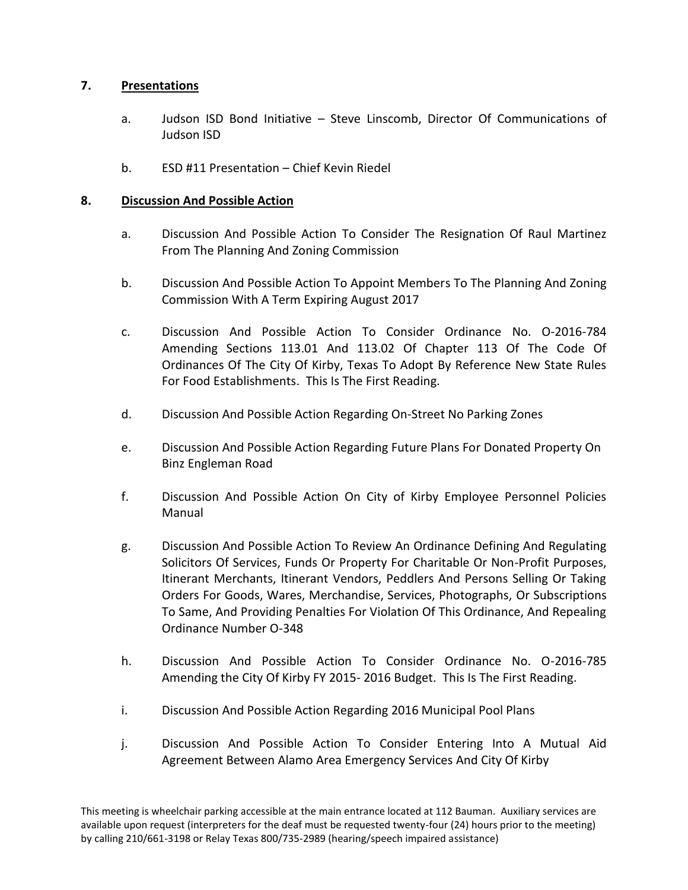## 7. **Presentations**

a. Judson ISD Bond Initiative – Steve Linscomb, Director Of Communications of Judson ISD

b. ESD #11 Presentation – Chief Kevin Riedel

## 8. **Discussion And Possible Action**

a. Discussion And Possible Action To Consider The Resignation Of Raul Martinez From The Planning And Zoning Commission

b. Discussion And Possible Action To Appoint Members To The Planning And Zoning Commission With A Term Expiring August 2017

c. Discussion And Possible Action To Consider Ordinance No. O-2016-784 Amending Sections 113.01 And 113.02 Of Chapter 113 Of The Code Of Ordinances Of The City Of Kirby, Texas To Adopt By Reference New State Rules For Food Establishments. This Is The First Reading.

d. Discussion And Possible Action Regarding On-Street No Parking Zones

e. Discussion And Possible Action Regarding Future Plans For Donated Property On Binz Engleman Road

f. Discussion And Possible Action On City of Kirby Employee Personnel Policies Manual

g. Discussion And Possible Action To Review An Ordinance Defining And Regulating Solicitors Of Services, Funds Or Property For Charitable Or Non-Profit Purposes, Itinerant Merchants, Itinerant Vendors, Peddlers And Persons Selling Or Taking Orders For Goods, Wares, Merchandise, Services, Photographs, Or Subscriptions To Same, And Providing Penalties For Violation Of This Ordinance, And Repealing Ordinance Number O-348

h. Discussion And Possible Action To Consider Ordinance No. O-2016-785 Amending the City Of Kirby FY 2015- 2016 Budget. This Is The First Reading.

i. Discussion And Possible Action Regarding 2016 Municipal Pool Plans

j. Discussion And Possible Action To Consider Entering Into A Mutual Aid Agreement Between Alamo Area Emergency Services And City Of Kirby

This meeting is wheelchair parking accessible at the main entrance located at 112 Bauman. Auxiliary services are available upon request (interpreters for the deaf must be requested twenty-four (24) hours prior to the meeting) by calling 210/661-3198 or Relay Texas 800/735-2989 (hearing/speech impaired assistance)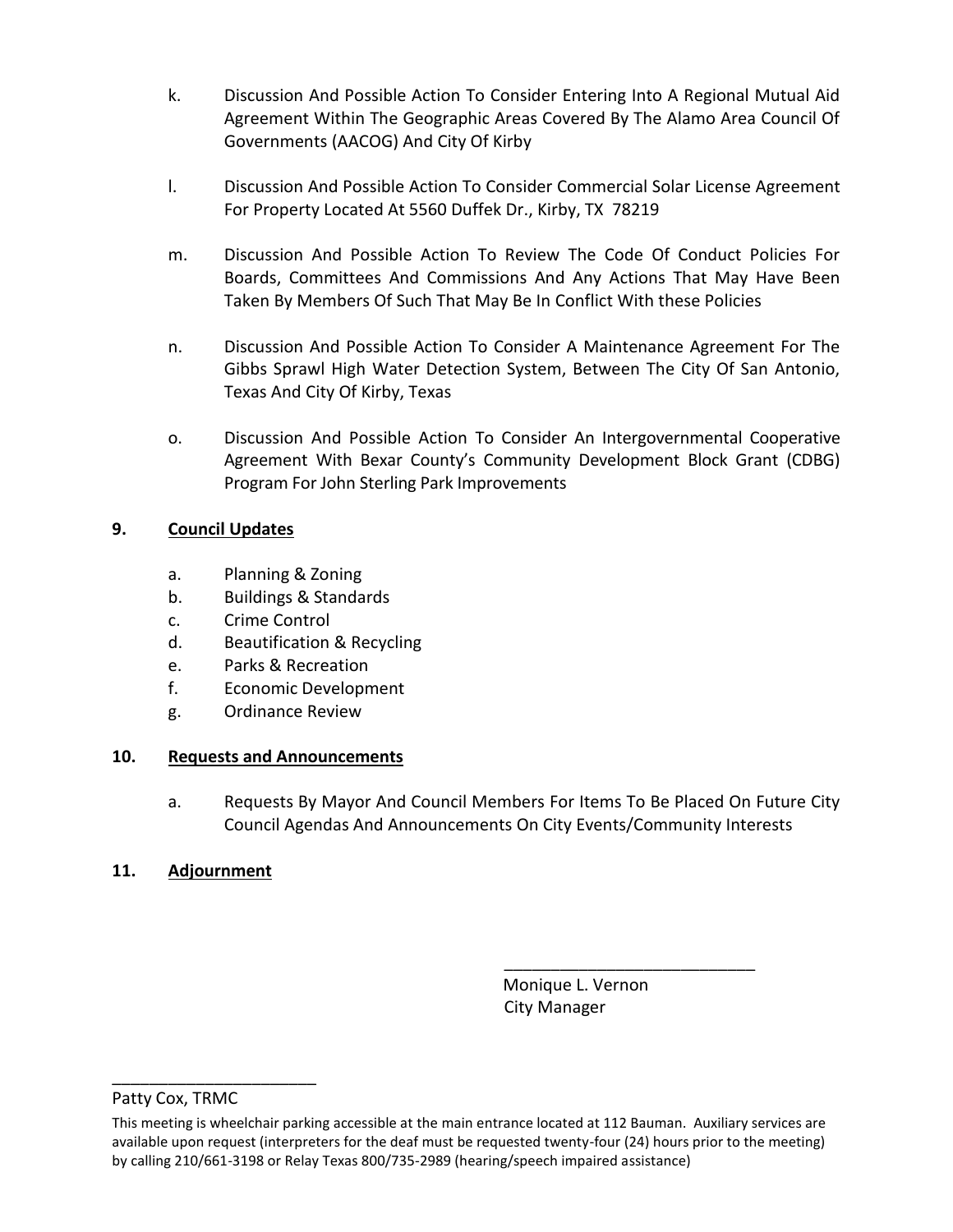k. Discussion And Possible Action To Consider Entering Into A Regional Mutual Aid Agreement Within The Geographic Areas Covered By The Alamo Area Council Of Governments (AACOG) And City Of Kirby

l. Discussion And Possible Action To Consider Commercial Solar License Agreement For Property Located At 5560 Duffek Dr., Kirby, TX 78219

m. Discussion And Possible Action To Review The Code Of Conduct Policies For Boards, Committees And Commissions And Any Actions That May Have Been Taken By Members Of Such That May Be In Conflict With these Policies

n. Discussion And Possible Action To Consider A Maintenance Agreement For The Gibbs Sprawl High Water Detection System, Between The City Of San Antonio, Texas And City Of Kirby, Texas

o. Discussion And Possible Action To Consider An Intergovernmental Cooperative Agreement With Bexar County's Community Development Block Grant (CDBG) Program For John Sterling Park Improvements

**9. <u>Council Updates</u>**

a. Planning & Zoning
b. Buildings & Standards
c. Crime Control
d. Beautification & Recycling
e. Parks & Recreation
f. Economic Development
g. Ordinance Review

**10. <u>Requests and Announcements</u>**

a. Requests By Mayor And Council Members For Items To Be Placed On Future City Council Agendas And Announcements On City Events/Community Interests

**11. <u>Adjournment</u>**

\_\_\_\_\_\_\_\_\_\_\_\_\_\_\_\_\_\_\_\_\_\_\_\_\_\_\_\_
Monique L. Vernon
City Manager

\_\_\_\_\_\_\_\_\_\_\_\_\_\_\_\_\_\_\_\_\_\_\_
Patty Cox, TRMC

This meeting is wheelchair parking accessible at the main entrance located at 112 Bauman. Auxiliary services are available upon request (interpreters for the deaf must be requested twenty-four (24) hours prior to the meeting) by calling 210/661-3198 or Relay Texas 800/735-2989 (hearing/speech impaired assistance)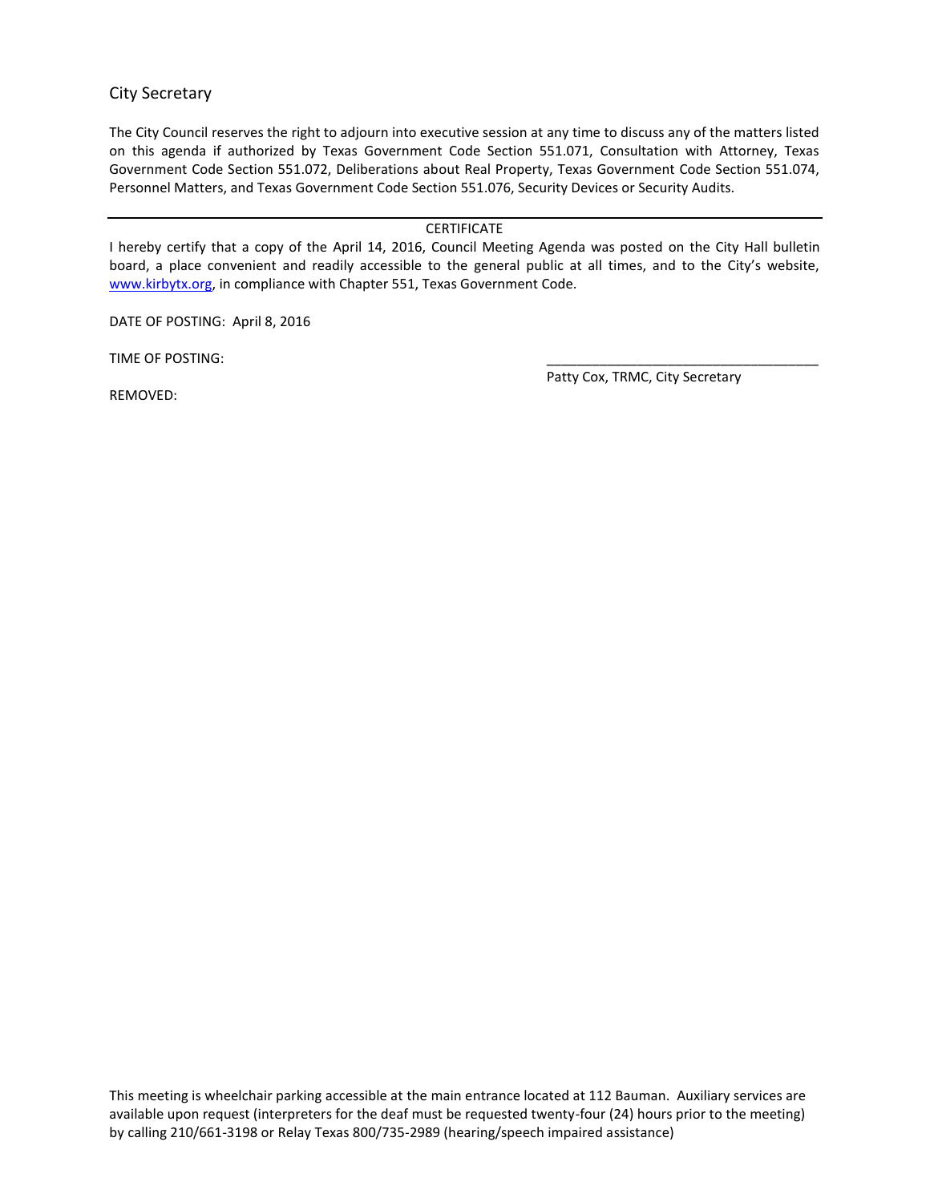City Secretary

The City Council reserves the right to adjourn into executive session at any time to discuss any of the matters listed on this agenda if authorized by Texas Government Code Section 551.071, Consultation with Attorney, Texas Government Code Section 551.072, Deliberations about Real Property, Texas Government Code Section 551.074, Personnel Matters, and Texas Government Code Section 551.076, Security Devices or Security Audits.

---

CERTIFICATE

I hereby certify that a copy of the April 14, 2016, Council Meeting Agenda was posted on the City Hall bulletin board, a place convenient and readily accessible to the general public at all times, and to the City's website, www.kirbytx.org, in compliance with Chapter 551, Texas Government Code.

DATE OF POSTING: April 8, 2016

TIME OF POSTING:

_____________________________________
Patty Cox, TRMC, City Secretary

REMOVED:

This meeting is wheelchair parking accessible at the main entrance located at 112 Bauman. Auxiliary services are available upon request (interpreters for the deaf must be requested twenty-four (24) hours prior to the meeting) by calling 210/661-3198 or Relay Texas 800/735-2989 (hearing/speech impaired assistance)